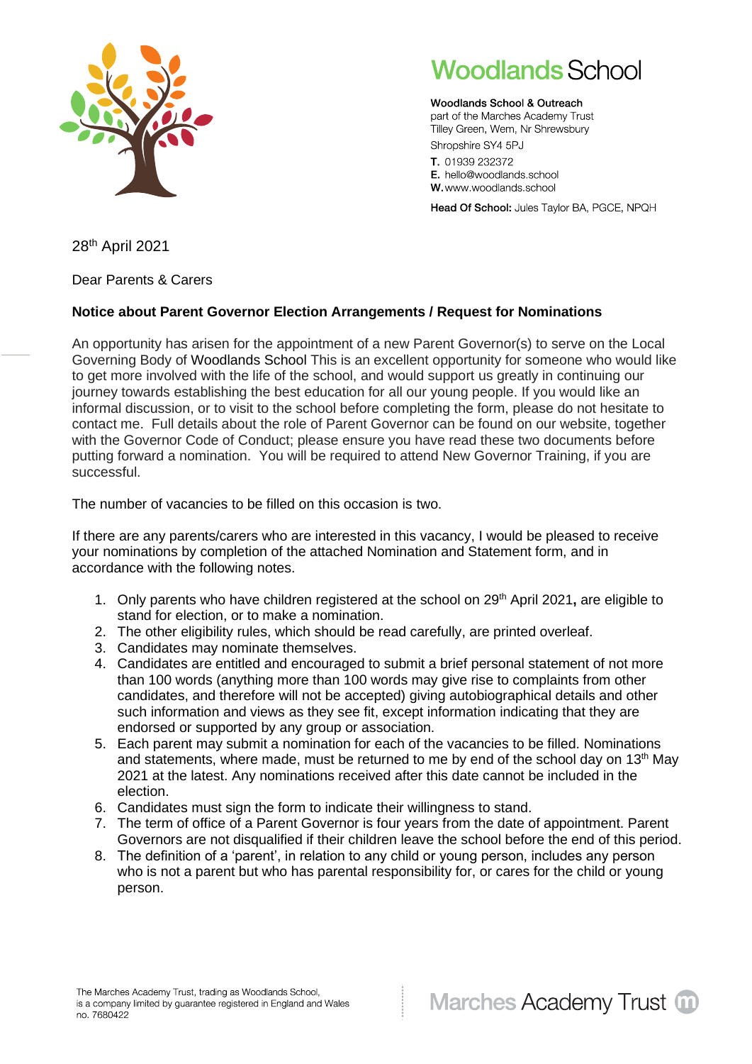# Woodlands School

**Woodlands School & Outreach**
part of the Marches Academy Trust
Tilley Green, Wem, Nr Shrewsbury
Shropshire SY4 5PJ

**T.** 01939 232372
**E.** hello@woodlands.school
**W.** www.woodlands.school

**Head Of School:** Jules Taylor BA, PGCE, NPQH

28th April 2021

Dear Parents & Carers

**Notice about Parent Governor Election Arrangements / Request for Nominations**

An opportunity has arisen for the appointment of a new Parent Governor(s) to serve on the Local Governing Body of Woodlands School This is an excellent opportunity for someone who would like to get more involved with the life of the school, and would support us greatly in continuing our journey towards establishing the best education for all our young people. If you would like an informal discussion, or to visit to the school before completing the form, please do not hesitate to contact me. Full details about the role of Parent Governor can be found on our website, together with the Governor Code of Conduct; please ensure you have read these two documents before putting forward a nomination. You will be required to attend New Governor Training, if you are successful.

The number of vacancies to be filled on this occasion is two.

If there are any parents/carers who are interested in this vacancy, I would be pleased to receive your nominations by completion of the attached Nomination and Statement form, and in accordance with the following notes.

1. Only parents who have children registered at the school on 29th April 2021**,** are eligible to stand for election, or to make a nomination.
2. The other eligibility rules, which should be read carefully, are printed overleaf.
3. Candidates may nominate themselves.
4. Candidates are entitled and encouraged to submit a brief personal statement of not more than 100 words (anything more than 100 words may give rise to complaints from other candidates, and therefore will not be accepted) giving autobiographical details and other such information and views as they see fit, except information indicating that they are endorsed or supported by any group or association.
5. Each parent may submit a nomination for each of the vacancies to be filled. Nominations and statements, where made, must be returned to me by end of the school day on 13th May 2021 at the latest. Any nominations received after this date cannot be included in the election.
6. Candidates must sign the form to indicate their willingness to stand.
7. The term of office of a Parent Governor is four years from the date of appointment. Parent Governors are not disqualified if their children leave the school before the end of this period.
8. The definition of a 'parent', in relation to any child or young person, includes any person who is not a parent but who has parental responsibility for, or cares for the child or young person.

The Marches Academy Trust, trading as Woodlands School, is a company limited by guarantee registered in England and Wales no. 7680422

Marches Academy Trust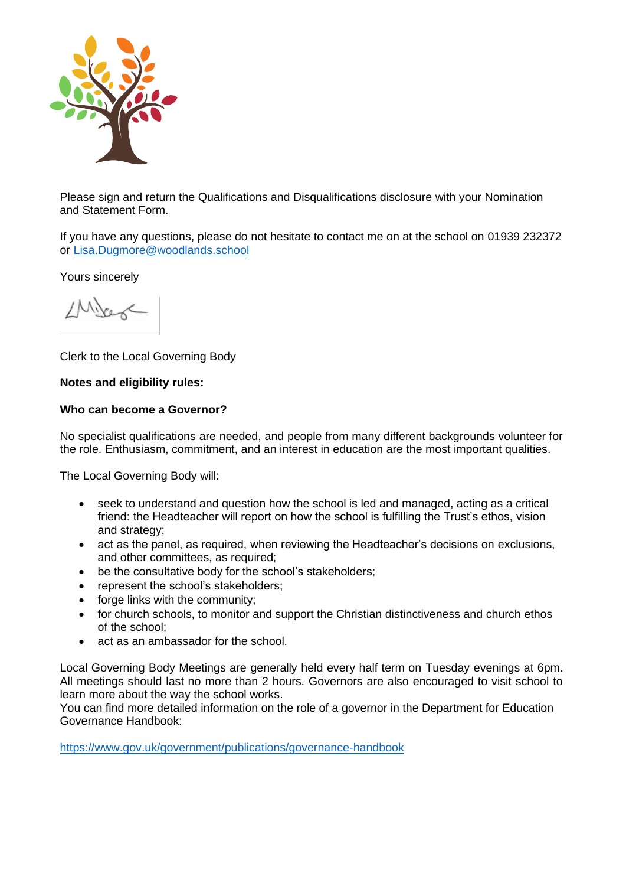Please sign and return the Qualifications and Disqualifications disclosure with your Nomination and Statement Form.

If you have any questions, please do not hesitate to contact me on at the school on 01939 232372 or [Lisa.Dugmore@woodlands.school](mailto:Lisa.Dugmore@woodlands.school)

Yours sincerely

Clerk to the Local Governing Body

**Notes and eligibility rules:**

**Who can become a Governor?**

No specialist qualifications are needed, and people from many different backgrounds volunteer for the role. Enthusiasm, commitment, and an interest in education are the most important qualities.

The Local Governing Body will:

- seek to understand and question how the school is led and managed, acting as a critical friend: the Headteacher will report on how the school is fulfilling the Trust's ethos, vision and strategy;
- act as the panel, as required, when reviewing the Headteacher's decisions on exclusions, and other committees, as required;
- be the consultative body for the school's stakeholders;
- represent the school's stakeholders;
- forge links with the community;
- for church schools, to monitor and support the Christian distinctiveness and church ethos of the school;
- act as an ambassador for the school.

Local Governing Body Meetings are generally held every half term on Tuesday evenings at 6pm. All meetings should last no more than 2 hours. Governors are also encouraged to visit school to learn more about the way the school works.
You can find more detailed information on the role of a governor in the Department for Education Governance Handbook:

[https://www.gov.uk/government/publications/governance-handbook](https://www.gov.uk/government/publications/governance-handbook)